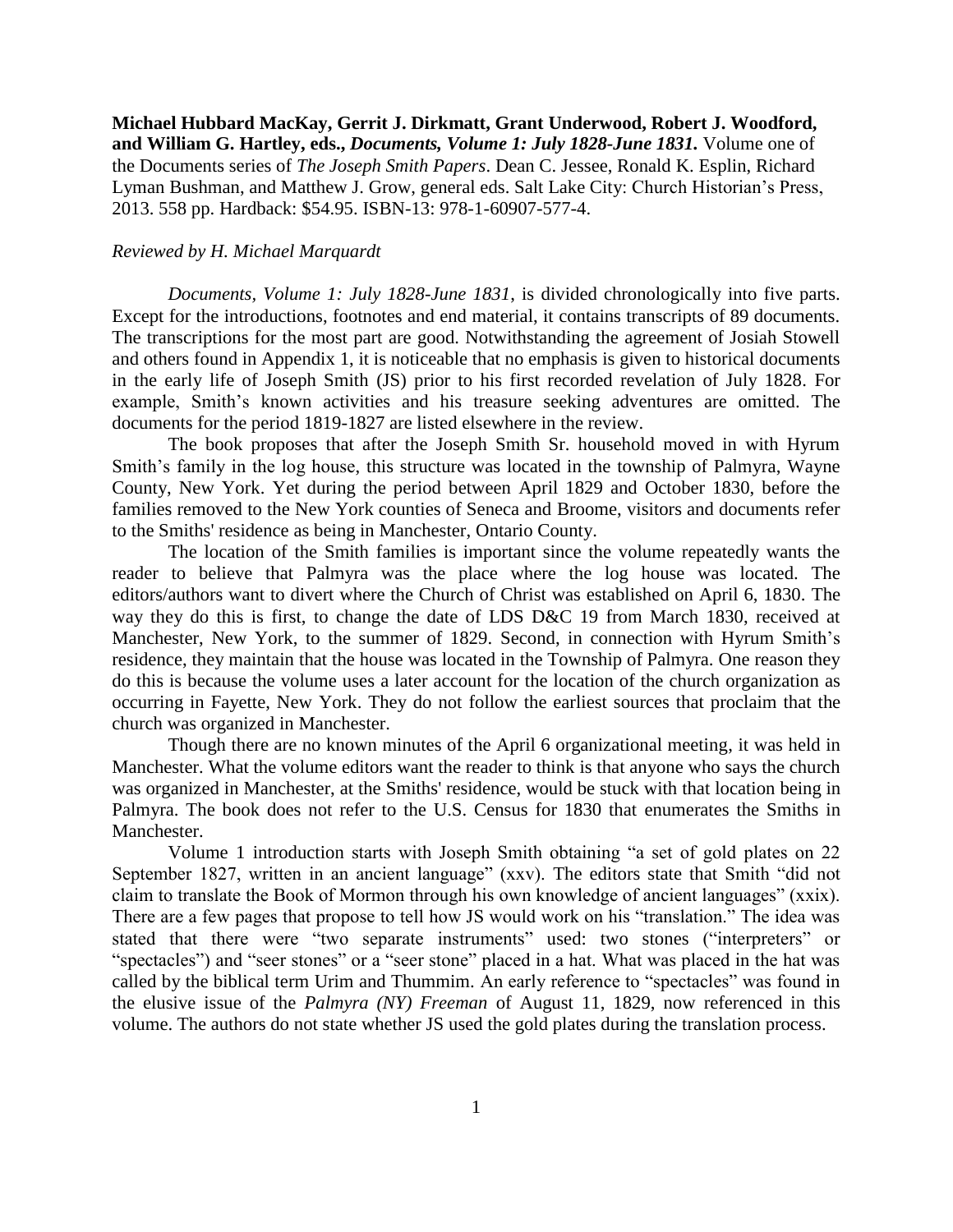**Michael Hubbard MacKay, Gerrit J. Dirkmatt, Grant Underwood, Robert J. Woodford, and William G. Hartley, eds., *Documents, Volume 1: July 1828-June 1831.*** Volume one of the Documents series of *The Joseph Smith Papers*. Dean C. Jessee, Ronald K. Esplin, Richard Lyman Bushman, and Matthew J. Grow, general eds. Salt Lake City: Church Historian's Press, 2013. 558 pp. Hardback: $54.95. ISBN-13: 978-1-60907-577-4.

*Reviewed by H. Michael Marquardt*

*Documents, Volume 1: July 1828-June 1831*, is divided chronologically into five parts. Except for the introductions, footnotes and end material, it contains transcripts of 89 documents. The transcriptions for the most part are good. Notwithstanding the agreement of Josiah Stowell and others found in Appendix 1, it is noticeable that no emphasis is given to historical documents in the early life of Joseph Smith (JS) prior to his first recorded revelation of July 1828. For example, Smith's known activities and his treasure seeking adventures are omitted. The documents for the period 1819-1827 are listed elsewhere in the review.

The book proposes that after the Joseph Smith Sr. household moved in with Hyrum Smith's family in the log house, this structure was located in the township of Palmyra, Wayne County, New York. Yet during the period between April 1829 and October 1830, before the families removed to the New York counties of Seneca and Broome, visitors and documents refer to the Smiths' residence as being in Manchester, Ontario County.

The location of the Smith families is important since the volume repeatedly wants the reader to believe that Palmyra was the place where the log house was located. The editors/authors want to divert where the Church of Christ was established on April 6, 1830. The way they do this is first, to change the date of LDS D&C 19 from March 1830, received at Manchester, New York, to the summer of 1829. Second, in connection with Hyrum Smith's residence, they maintain that the house was located in the Township of Palmyra. One reason they do this is because the volume uses a later account for the location of the church organization as occurring in Fayette, New York. They do not follow the earliest sources that proclaim that the church was organized in Manchester.

Though there are no known minutes of the April 6 organizational meeting, it was held in Manchester. What the volume editors want the reader to think is that anyone who says the church was organized in Manchester, at the Smiths' residence, would be stuck with that location being in Palmyra. The book does not refer to the U.S. Census for 1830 that enumerates the Smiths in Manchester.

Volume 1 introduction starts with Joseph Smith obtaining "a set of gold plates on 22 September 1827, written in an ancient language" (xxv). The editors state that Smith "did not claim to translate the Book of Mormon through his own knowledge of ancient languages" (xxix). There are a few pages that propose to tell how JS would work on his "translation." The idea was stated that there were "two separate instruments" used: two stones ("interpreters" or "spectacles") and "seer stones" or a "seer stone" placed in a hat. What was placed in the hat was called by the biblical term Urim and Thummim. An early reference to "spectacles" was found in the elusive issue of the *Palmyra (NY) Freeman* of August 11, 1829, now referenced in this volume. The authors do not state whether JS used the gold plates during the translation process.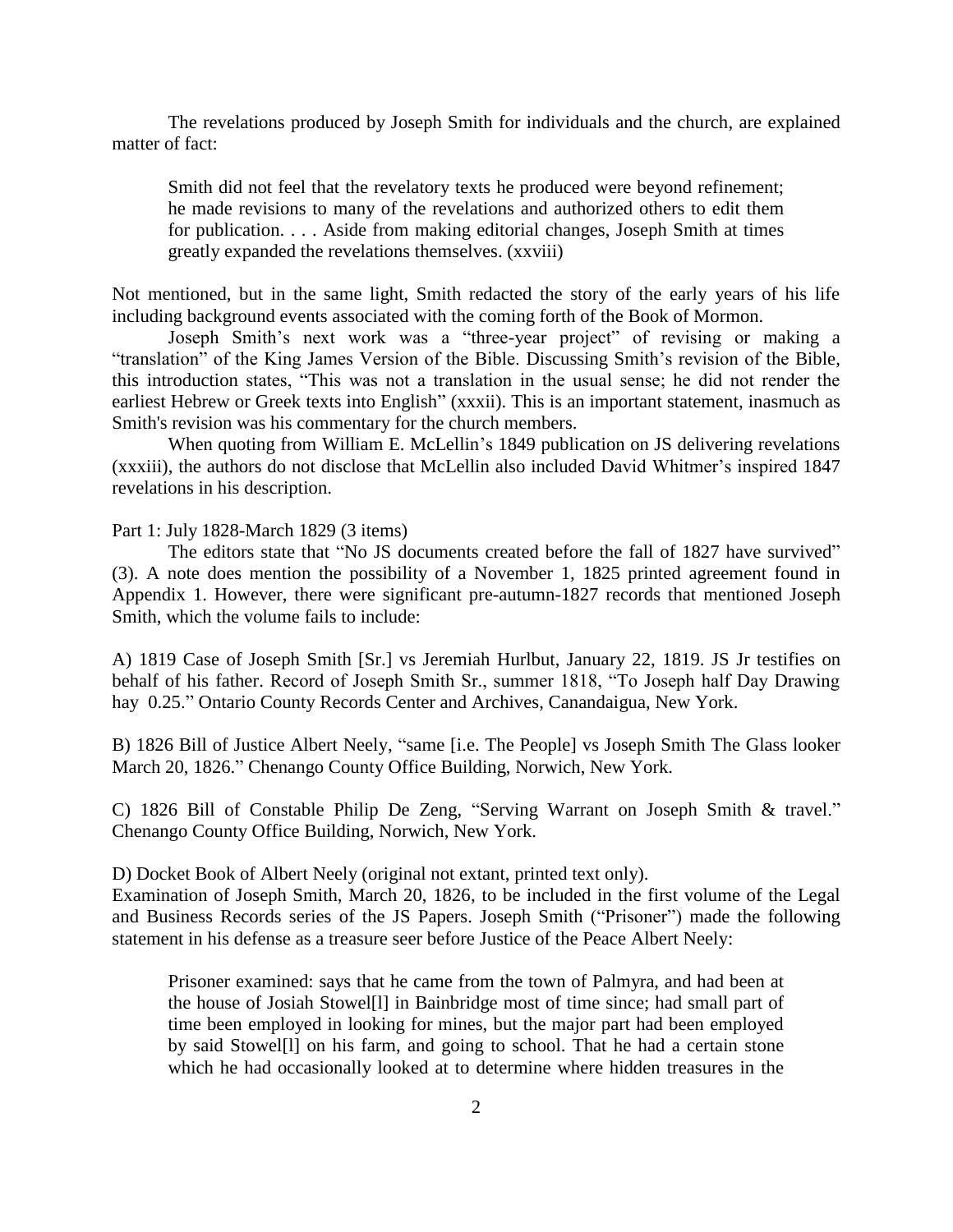The revelations produced by Joseph Smith for individuals and the church, are explained matter of fact:

> Smith did not feel that the revelatory texts he produced were beyond refinement; he made revisions to many of the revelations and authorized others to edit them for publication. . . . Aside from making editorial changes, Joseph Smith at times greatly expanded the revelations themselves. (xxviii)

Not mentioned, but in the same light, Smith redacted the story of the early years of his life including background events associated with the coming forth of the Book of Mormon.

Joseph Smith's next work was a "three-year project" of revising or making a "translation" of the King James Version of the Bible. Discussing Smith's revision of the Bible, this introduction states, "This was not a translation in the usual sense; he did not render the earliest Hebrew or Greek texts into English" (xxxii). This is an important statement, inasmuch as Smith's revision was his commentary for the church members.

When quoting from William E. McLellin's 1849 publication on JS delivering revelations (xxxiii), the authors do not disclose that McLellin also included David Whitmer's inspired 1847 revelations in his description.

Part 1: July 1828-March 1829 (3 items)

The editors state that "No JS documents created before the fall of 1827 have survived" (3). A note does mention the possibility of a November 1, 1825 printed agreement found in Appendix 1. However, there were significant pre-autumn-1827 records that mentioned Joseph Smith, which the volume fails to include:

A) 1819 Case of Joseph Smith [Sr.] vs Jeremiah Hurlbut, January 22, 1819. JS Jr testifies on behalf of his father. Record of Joseph Smith Sr., summer 1818, "To Joseph half Day Drawing hay 0.25." Ontario County Records Center and Archives, Canandaigua, New York.

B) 1826 Bill of Justice Albert Neely, "same [i.e. The People] vs Joseph Smith The Glass looker March 20, 1826." Chenango County Office Building, Norwich, New York.

C) 1826 Bill of Constable Philip De Zeng, "Serving Warrant on Joseph Smith & travel." Chenango County Office Building, Norwich, New York.

D) Docket Book of Albert Neely (original not extant, printed text only).
Examination of Joseph Smith, March 20, 1826, to be included in the first volume of the Legal and Business Records series of the JS Papers. Joseph Smith ("Prisoner") made the following statement in his defense as a treasure seer before Justice of the Peace Albert Neely:

> Prisoner examined: says that he came from the town of Palmyra, and had been at the house of Josiah Stowel[l] in Bainbridge most of time since; had small part of time been employed in looking for mines, but the major part had been employed by said Stowel[l] on his farm, and going to school. That he had a certain stone which he had occasionally looked at to determine where hidden treasures in the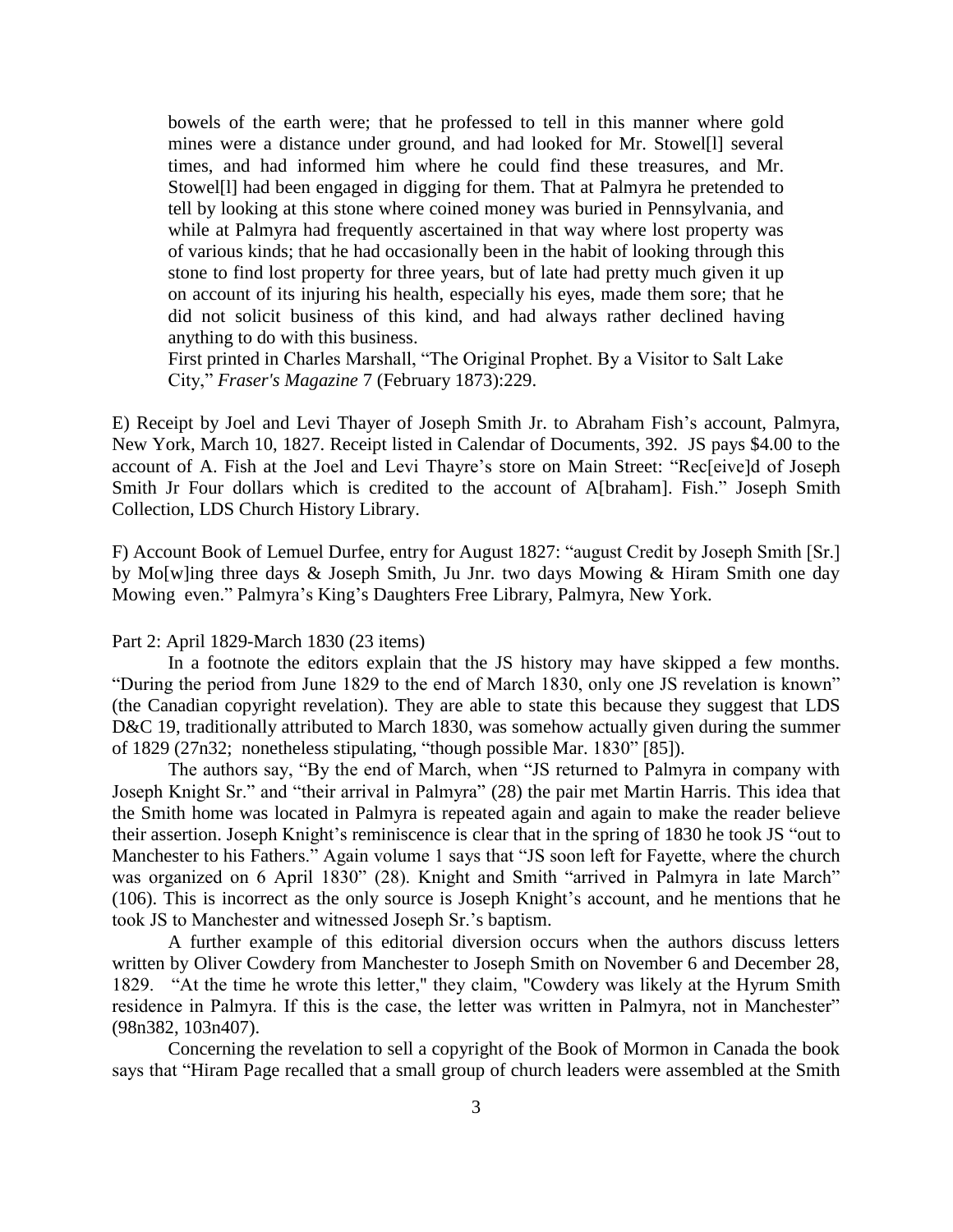> bowels of the earth were; that he professed to tell in this manner where gold mines were a distance under ground, and had looked for Mr. Stowel[l] several times, and had informed him where he could find these treasures, and Mr. Stowel[l] had been engaged in digging for them. That at Palmyra he pretended to tell by looking at this stone where coined money was buried in Pennsylvania, and while at Palmyra had frequently ascertained in that way where lost property was of various kinds; that he had occasionally been in the habit of looking through this stone to find lost property for three years, but of late had pretty much given it up on account of its injuring his health, especially his eyes, made them sore; that he did not solicit business of this kind, and had always rather declined having anything to do with this business.
>
> First printed in Charles Marshall, "The Original Prophet. By a Visitor to Salt Lake City," *Fraser's Magazine* 7 (February 1873):229.

E) Receipt by Joel and Levi Thayer of Joseph Smith Jr. to Abraham Fish's account, Palmyra, New York, March 10, 1827. Receipt listed in Calendar of Documents, 392. JS pays $4.00 to the account of A. Fish at the Joel and Levi Thayre's store on Main Street: "Rec[eive]d of Joseph Smith Jr Four dollars which is credited to the account of A[braham]. Fish." Joseph Smith Collection, LDS Church History Library.

F) Account Book of Lemuel Durfee, entry for August 1827: "august Credit by Joseph Smith [Sr.] by Mo[w]ing three days & Joseph Smith, Ju Jnr. two days Mowing & Hiram Smith one day Mowing even." Palmyra's King's Daughters Free Library, Palmyra, New York.

Part 2: April 1829-March 1830 (23 items)

In a footnote the editors explain that the JS history may have skipped a few months. "During the period from June 1829 to the end of March 1830, only one JS revelation is known" (the Canadian copyright revelation). They are able to state this because they suggest that LDS D&C 19, traditionally attributed to March 1830, was somehow actually given during the summer of 1829 (27n32; nonetheless stipulating, "though possible Mar. 1830" [85]).

The authors say, "By the end of March, when "JS returned to Palmyra in company with Joseph Knight Sr." and "their arrival in Palmyra" (28) the pair met Martin Harris. This idea that the Smith home was located in Palmyra is repeated again and again to make the reader believe their assertion. Joseph Knight's reminiscence is clear that in the spring of 1830 he took JS "out to Manchester to his Fathers." Again volume 1 says that "JS soon left for Fayette, where the church was organized on 6 April 1830" (28). Knight and Smith "arrived in Palmyra in late March" (106). This is incorrect as the only source is Joseph Knight's account, and he mentions that he took JS to Manchester and witnessed Joseph Sr.'s baptism.

A further example of this editorial diversion occurs when the authors discuss letters written by Oliver Cowdery from Manchester to Joseph Smith on November 6 and December 28, 1829. "At the time he wrote this letter," they claim, "Cowdery was likely at the Hyrum Smith residence in Palmyra. If this is the case, the letter was written in Palmyra, not in Manchester" (98n382, 103n407).

Concerning the revelation to sell a copyright of the Book of Mormon in Canada the book says that "Hiram Page recalled that a small group of church leaders were assembled at the Smith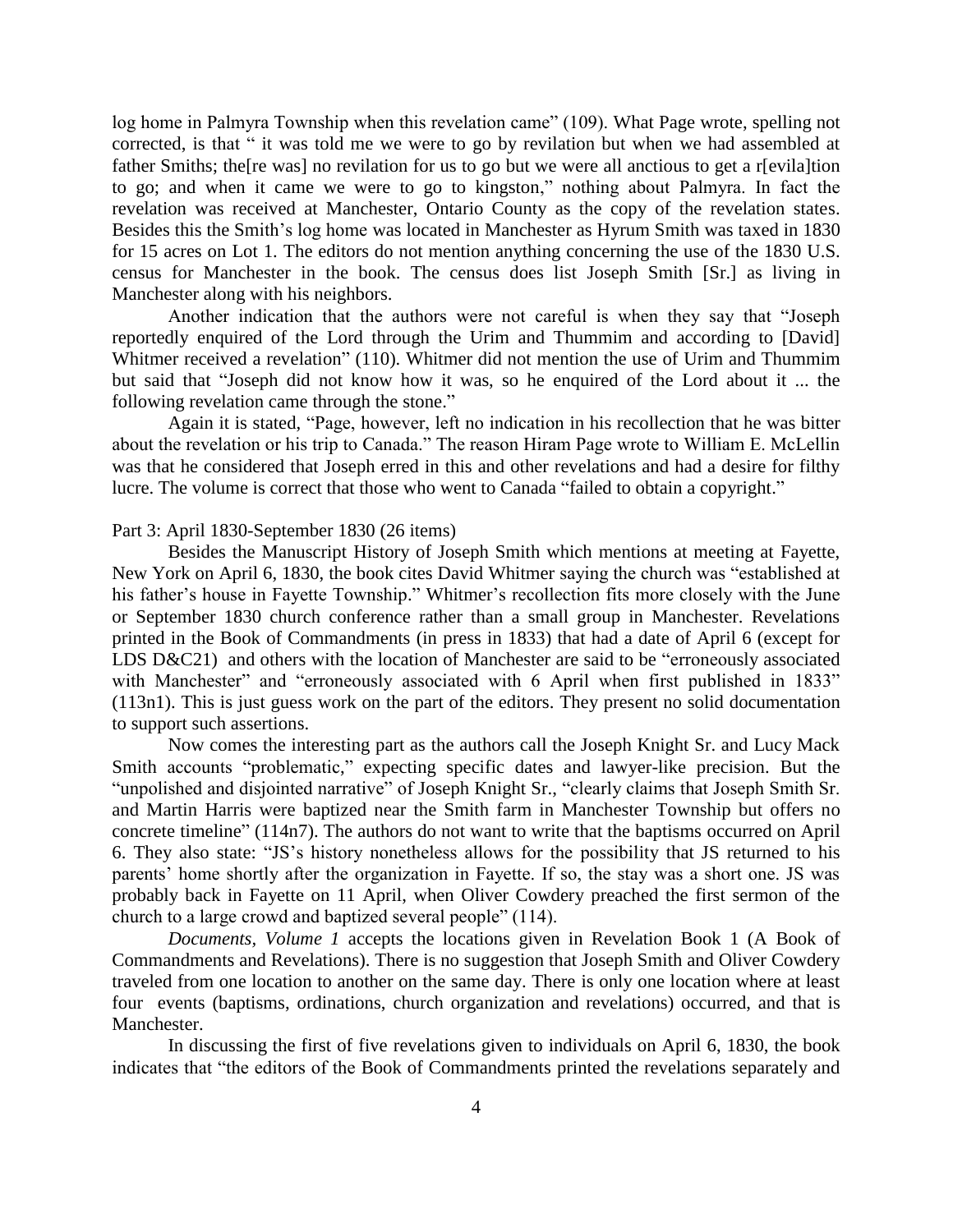log home in Palmyra Township when this revelation came" (109). What Page wrote, spelling not corrected, is that " it was told me we were to go by revilation but when we had assembled at father Smiths; the[re was] no revilation for us to go but we were all anctious to get a r[evila]tion to go; and when it came we were to go to kingston," nothing about Palmyra. In fact the revelation was received at Manchester, Ontario County as the copy of the revelation states. Besides this the Smith's log home was located in Manchester as Hyrum Smith was taxed in 1830 for 15 acres on Lot 1. The editors do not mention anything concerning the use of the 1830 U.S. census for Manchester in the book. The census does list Joseph Smith [Sr.] as living in Manchester along with his neighbors.

Another indication that the authors were not careful is when they say that "Joseph reportedly enquired of the Lord through the Urim and Thummim and according to [David] Whitmer received a revelation" (110). Whitmer did not mention the use of Urim and Thummim but said that "Joseph did not know how it was, so he enquired of the Lord about it ... the following revelation came through the stone."

Again it is stated, "Page, however, left no indication in his recollection that he was bitter about the revelation or his trip to Canada." The reason Hiram Page wrote to William E. McLellin was that he considered that Joseph erred in this and other revelations and had a desire for filthy lucre. The volume is correct that those who went to Canada "failed to obtain a copyright."

Part 3: April 1830-September 1830 (26 items)

Besides the Manuscript History of Joseph Smith which mentions at meeting at Fayette, New York on April 6, 1830, the book cites David Whitmer saying the church was "established at his father's house in Fayette Township." Whitmer's recollection fits more closely with the June or September 1830 church conference rather than a small group in Manchester. Revelations printed in the Book of Commandments (in press in 1833) that had a date of April 6 (except for LDS D&C21) and others with the location of Manchester are said to be "erroneously associated with Manchester" and "erroneously associated with 6 April when first published in 1833" (113n1). This is just guess work on the part of the editors. They present no solid documentation to support such assertions.

Now comes the interesting part as the authors call the Joseph Knight Sr. and Lucy Mack Smith accounts "problematic," expecting specific dates and lawyer-like precision. But the "unpolished and disjointed narrative" of Joseph Knight Sr., "clearly claims that Joseph Smith Sr. and Martin Harris were baptized near the Smith farm in Manchester Township but offers no concrete timeline" (114n7). The authors do not want to write that the baptisms occurred on April 6. They also state: "JS's history nonetheless allows for the possibility that JS returned to his parents' home shortly after the organization in Fayette. If so, the stay was a short one. JS was probably back in Fayette on 11 April, when Oliver Cowdery preached the first sermon of the church to a large crowd and baptized several people" (114).

*Documents, Volume 1* accepts the locations given in Revelation Book 1 (A Book of Commandments and Revelations). There is no suggestion that Joseph Smith and Oliver Cowdery traveled from one location to another on the same day. There is only one location where at least four events (baptisms, ordinations, church organization and revelations) occurred, and that is Manchester.

In discussing the first of five revelations given to individuals on April 6, 1830, the book indicates that "the editors of the Book of Commandments printed the revelations separately and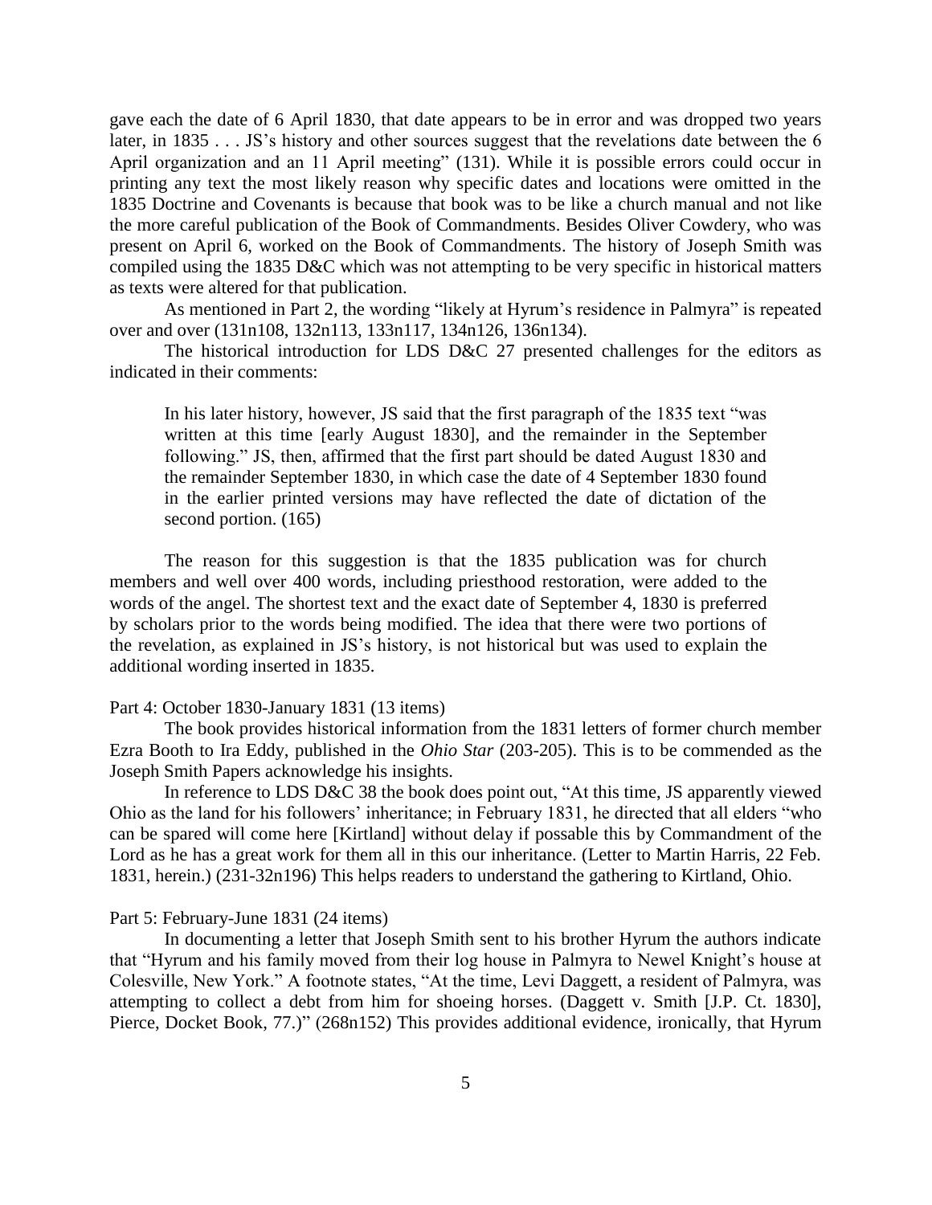gave each the date of 6 April 1830, that date appears to be in error and was dropped two years later, in 1835 . . . JS's history and other sources suggest that the revelations date between the 6 April organization and an 11 April meeting" (131). While it is possible errors could occur in printing any text the most likely reason why specific dates and locations were omitted in the 1835 Doctrine and Covenants is because that book was to be like a church manual and not like the more careful publication of the Book of Commandments. Besides Oliver Cowdery, who was present on April 6, worked on the Book of Commandments. The history of Joseph Smith was compiled using the 1835 D&C which was not attempting to be very specific in historical matters as texts were altered for that publication.

As mentioned in Part 2, the wording "likely at Hyrum's residence in Palmyra" is repeated over and over (131n108, 132n113, 133n117, 134n126, 136n134).

The historical introduction for LDS D&C 27 presented challenges for the editors as indicated in their comments:

> In his later history, however, JS said that the first paragraph of the 1835 text "was written at this time [early August 1830], and the remainder in the September following." JS, then, affirmed that the first part should be dated August 1830 and the remainder September 1830, in which case the date of 4 September 1830 found in the earlier printed versions may have reflected the date of dictation of the second portion. (165)

The reason for this suggestion is that the 1835 publication was for church members and well over 400 words, including priesthood restoration, were added to the words of the angel. The shortest text and the exact date of September 4, 1830 is preferred by scholars prior to the words being modified. The idea that there were two portions of the revelation, as explained in JS's history, is not historical but was used to explain the additional wording inserted in 1835.

Part 4: October 1830-January 1831 (13 items)

The book provides historical information from the 1831 letters of former church member Ezra Booth to Ira Eddy, published in the *Ohio Star* (203-205). This is to be commended as the Joseph Smith Papers acknowledge his insights.

In reference to LDS D&C 38 the book does point out, "At this time, JS apparently viewed Ohio as the land for his followers' inheritance; in February 1831, he directed that all elders "who can be spared will come here [Kirtland] without delay if possable this by Commandment of the Lord as he has a great work for them all in this our inheritance. (Letter to Martin Harris, 22 Feb. 1831, herein.) (231-32n196) This helps readers to understand the gathering to Kirtland, Ohio.

Part 5: February-June 1831 (24 items)

In documenting a letter that Joseph Smith sent to his brother Hyrum the authors indicate that "Hyrum and his family moved from their log house in Palmyra to Newel Knight's house at Colesville, New York." A footnote states, "At the time, Levi Daggett, a resident of Palmyra, was attempting to collect a debt from him for shoeing horses. (Daggett v. Smith [J.P. Ct. 1830], Pierce, Docket Book, 77.)" (268n152) This provides additional evidence, ironically, that Hyrum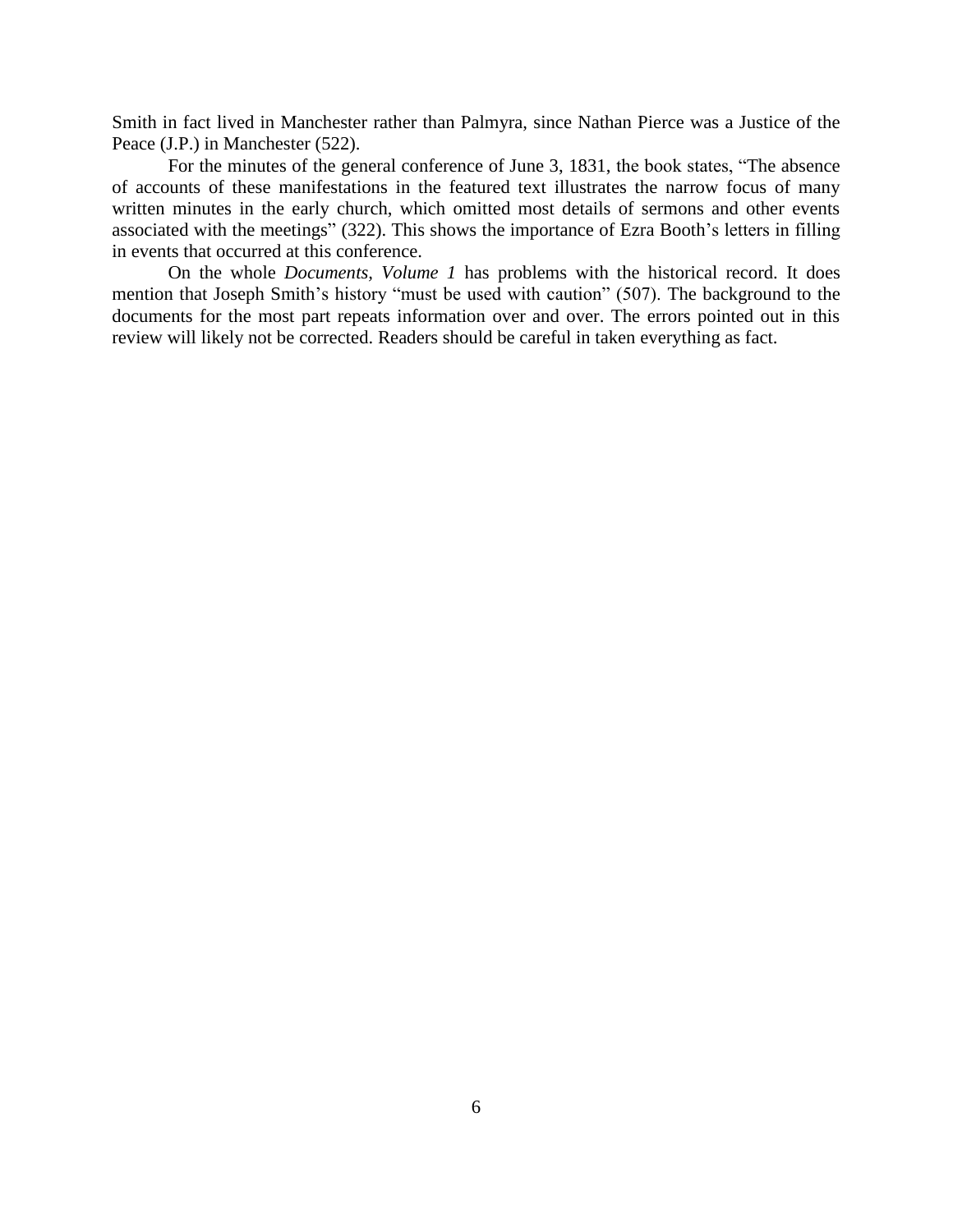Smith in fact lived in Manchester rather than Palmyra, since Nathan Pierce was a Justice of the Peace (J.P.) in Manchester (522).

For the minutes of the general conference of June 3, 1831, the book states, "The absence of accounts of these manifestations in the featured text illustrates the narrow focus of many written minutes in the early church, which omitted most details of sermons and other events associated with the meetings" (322). This shows the importance of Ezra Booth's letters in filling in events that occurred at this conference.

On the whole *Documents, Volume 1* has problems with the historical record. It does mention that Joseph Smith's history "must be used with caution" (507). The background to the documents for the most part repeats information over and over. The errors pointed out in this review will likely not be corrected. Readers should be careful in taken everything as fact.